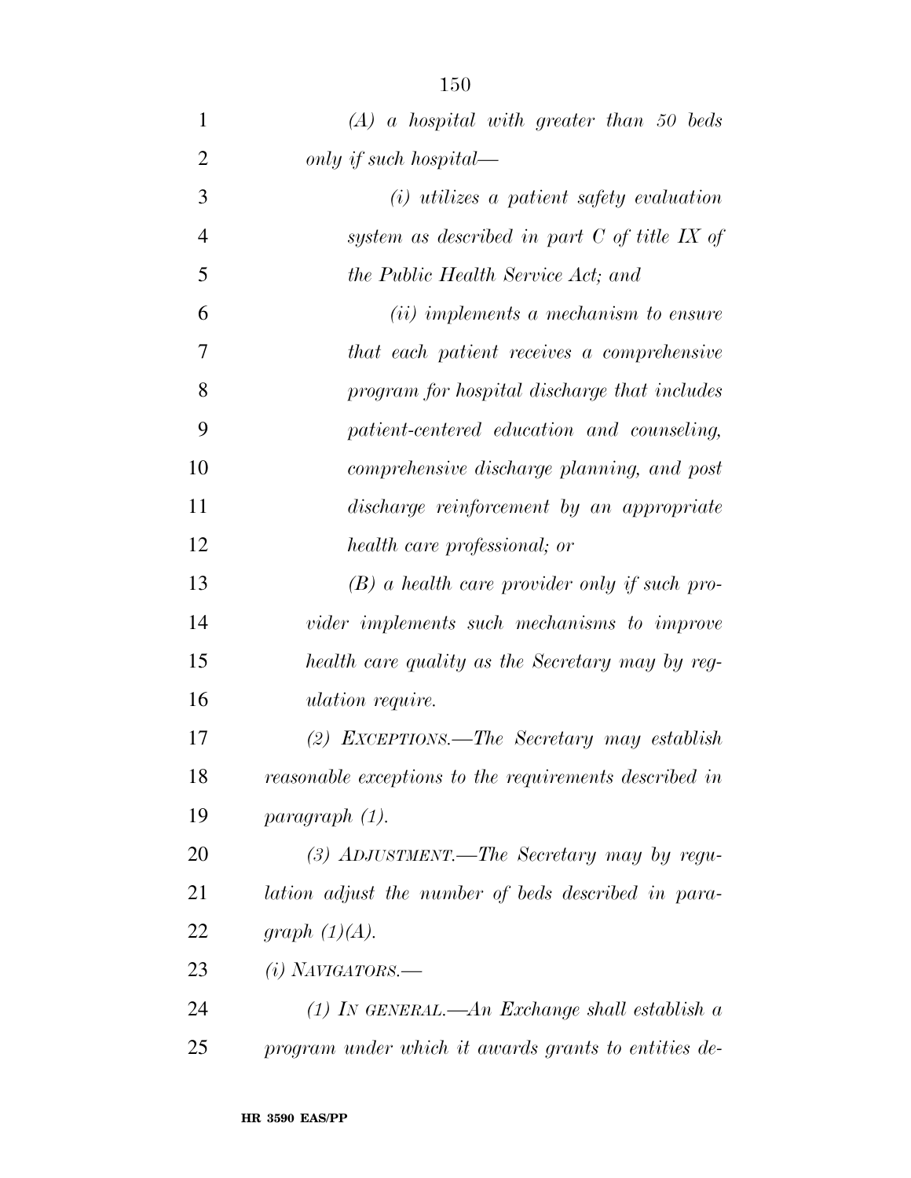*(A) a hospital with greater than 50 beds only if such hospital—*

*(i) utilizes a patient safety evaluation system as described in part C of title IX of the Public Health Service Act; and*

*(ii) implements a mechanism to ensure that each patient receives a comprehensive program for hospital discharge that includes patient-centered education and counseling, comprehensive discharge planning, and post discharge reinforcement by an appropriate health care professional; or*

*(B) a health care provider only if such provider implements such mechanisms to improve health care quality as the Secretary may by regulation require.*

*(2) EXCEPTIONS.—The Secretary may establish reasonable exceptions to the requirements described in paragraph (1).*

*(3) ADJUSTMENT.—The Secretary may by regulation adjust the number of beds described in paragraph (1)(A).*

*(i) NAVIGATORS.—*

*(1) IN GENERAL.—An Exchange shall establish a program under which it awards grants to entities de-*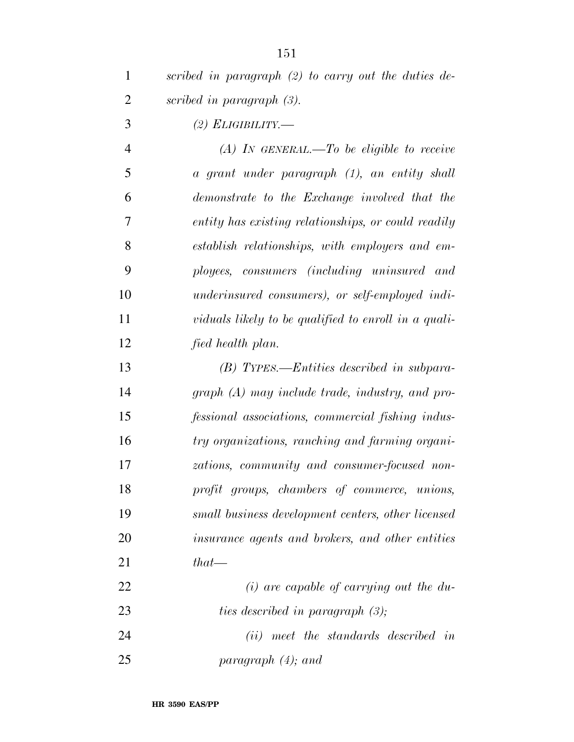*scribed in paragraph (2) to carry out the duties described in paragraph (3).*

*(2) ELIGIBILITY.—*

*(A) IN GENERAL.—To be eligible to receive a grant under paragraph (1), an entity shall demonstrate to the Exchange involved that the entity has existing relationships, or could readily establish relationships, with employers and employees, consumers (including uninsured and underinsured consumers), or self-employed individuals likely to be qualified to enroll in a qualified health plan.*

*(B) TYPES.—Entities described in subparagraph (A) may include trade, industry, and professional associations, commercial fishing industry organizations, ranching and farming organizations, community and consumer-focused nonprofit groups, chambers of commerce, unions, small business development centers, other licensed insurance agents and brokers, and other entities that—*

*(i) are capable of carrying out the duties described in paragraph (3);*

*(ii) meet the standards described in paragraph (4); and*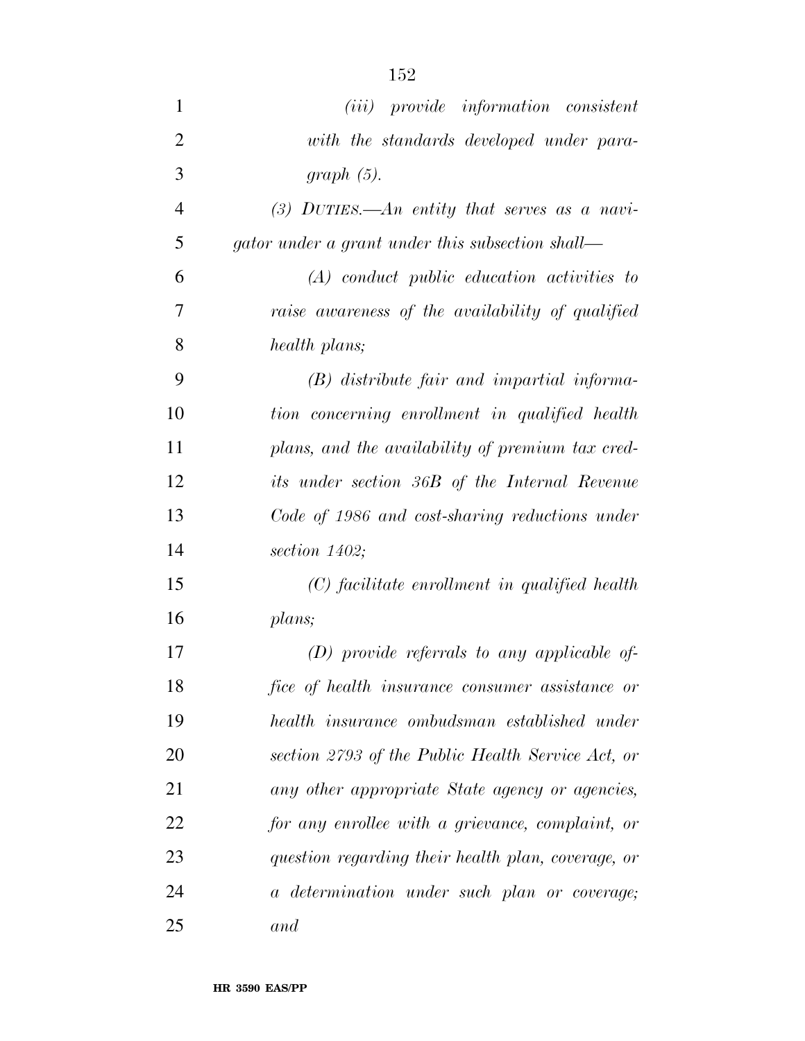*(iii) provide information consistent with the standards developed under paragraph (5).*

*(3) DUTIES.—An entity that serves as a navigator under a grant under this subsection shall—*

*(A) conduct public education activities to raise awareness of the availability of qualified health plans;*

*(B) distribute fair and impartial information concerning enrollment in qualified health plans, and the availability of premium tax credits under section 36B of the Internal Revenue Code of 1986 and cost-sharing reductions under section 1402;*

*(C) facilitate enrollment in qualified health plans;*

*(D) provide referrals to any applicable office of health insurance consumer assistance or health insurance ombudsman established under section 2793 of the Public Health Service Act, or any other appropriate State agency or agencies, for any enrollee with a grievance, complaint, or question regarding their health plan, coverage, or a determination under such plan or coverage; and*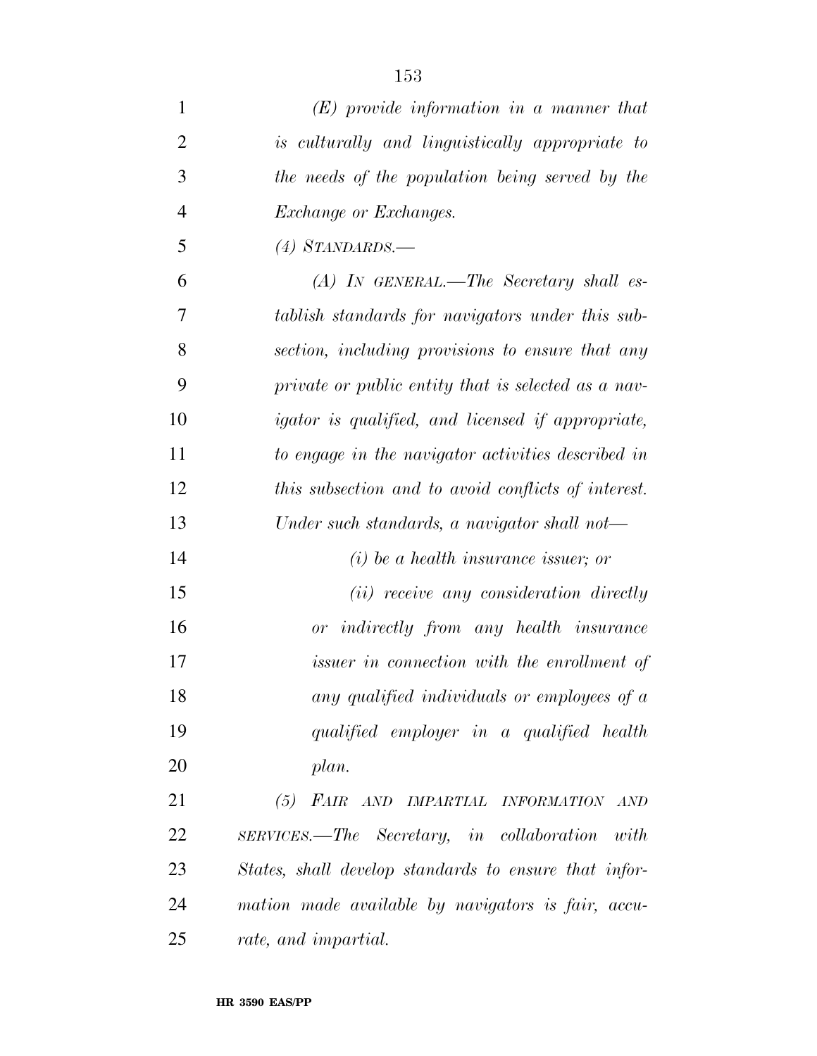*(E) provide information in a manner that is culturally and linguistically appropriate to the needs of the population being served by the Exchange or Exchanges.*

*(4) STANDARDS.—*

*(A) IN GENERAL.—The Secretary shall establish standards for navigators under this subsection, including provisions to ensure that any private or public entity that is selected as a navigator is qualified, and licensed if appropriate, to engage in the navigator activities described in this subsection and to avoid conflicts of interest. Under such standards, a navigator shall not—*

*(i) be a health insurance issuer; or*

*(ii) receive any consideration directly or indirectly from any health insurance issuer in connection with the enrollment of any qualified individuals or employees of a qualified employer in a qualified health plan.*

*(5) FAIR AND IMPARTIAL INFORMATION AND SERVICES.—The Secretary, in collaboration with States, shall develop standards to ensure that information made available by navigators is fair, accurate, and impartial.*